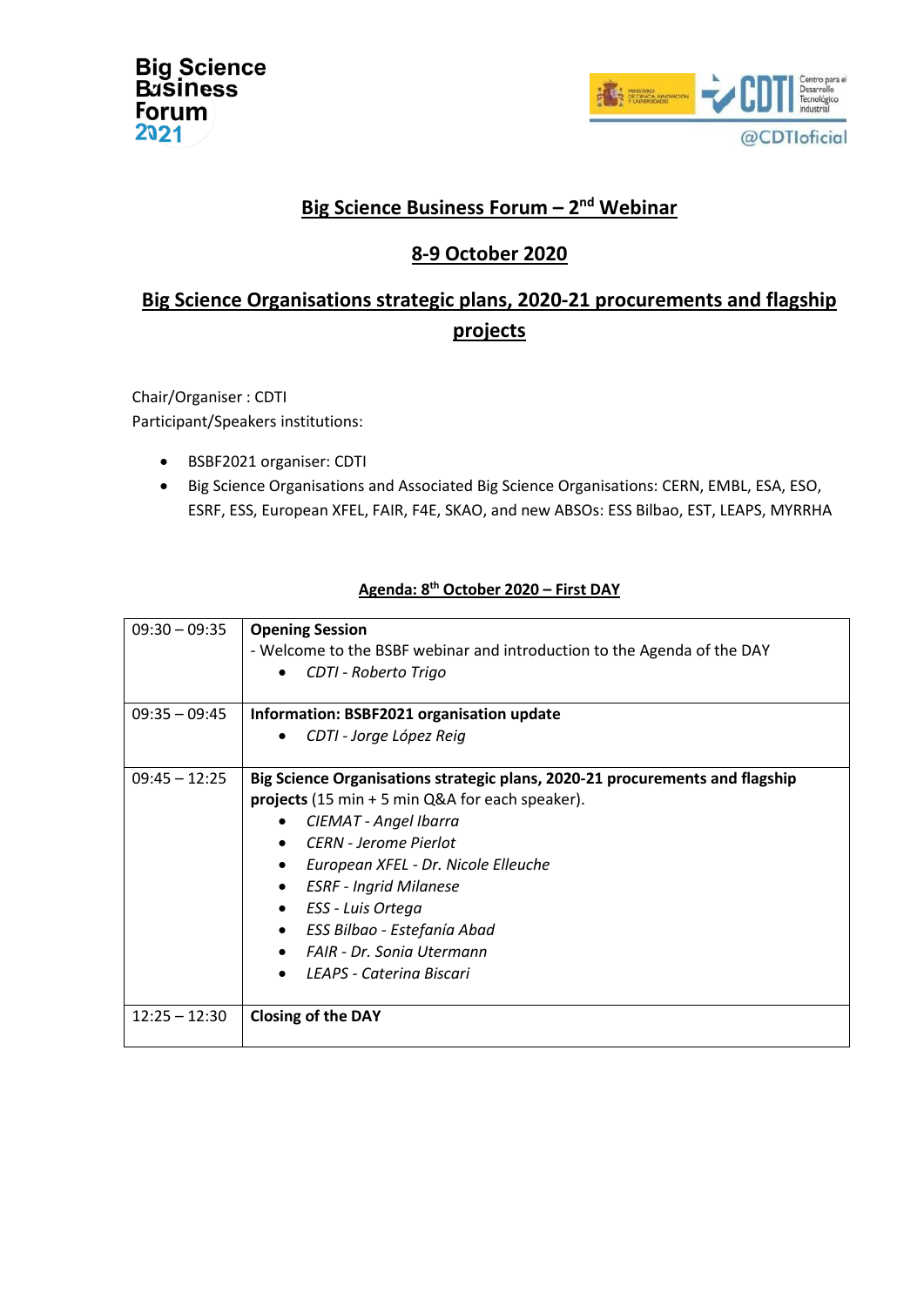## Big Science Business Forum – 2nd Webinar

## 8-9 October 2020

## Big Science Organisations strategic plans, 2020-21 procurements and flagship projects

Chair/Organiser : CDTI

Participant/Speakers institutions:

- BSBF2021 organiser: CDTI
- Big Science Organisations and Associated Big Science Organisations: CERN, EMBL, ESA, ESO, ESRF, ESS, European XFEL, FAIR, F4E, SKAO, and new ABSOs: ESS Bilbao, EST, LEAPS, MYRRHA

### Agenda: 8th October 2020 – First DAY

| Time | Session |
|---|---|
| 09:30 – 09:35 | **Opening Session**<br>- Welcome to the BSBF webinar and introduction to the Agenda of the DAY<br>• *CDTI - Roberto Trigo* |
| 09:35 – 09:45 | **Information: BSBF2021 organisation update**<br>• *CDTI - Jorge López Reig* |
| 09:45 – 12:25 | **Big Science Organisations strategic plans, 2020-21 procurements and flagship projects** (15 min + 5 min Q&A for each speaker).<br>• *CIEMAT - Angel Ibarra*<br>• *CERN - Jerome Pierlot*<br>• *European XFEL - Dr. Nicole Elleuche*<br>• *ESRF - Ingrid Milanese*<br>• *ESS - Luis Ortega*<br>• *ESS Bilbao - Estefanía Abad*<br>• *FAIR - Dr. Sonia Utermann*<br>• *LEAPS - Caterina Biscari* |
| 12:25 – 12:30 | **Closing of the DAY** |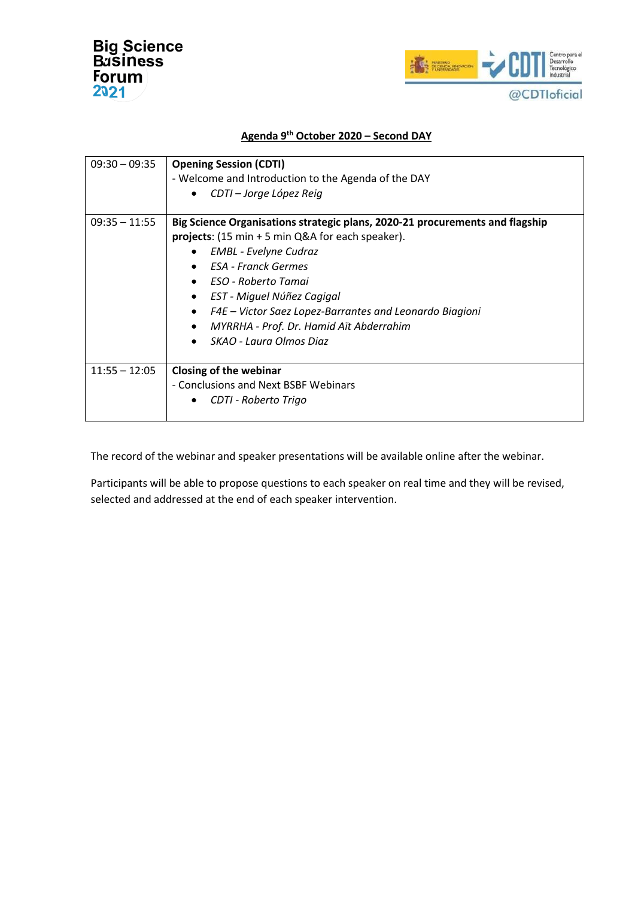**Agenda 9th October 2020 – Second DAY**

| | |
|---|---|
| 09:30 – 09:35 | **Opening Session (CDTI)**<br>- Welcome and Introduction to the Agenda of the DAY<br>• *CDTI – Jorge López Reig* |
| 09:35 – 11:55 | **Big Science Organisations strategic plans, 2020-21 procurements and flagship projects**: (15 min + 5 min Q&A for each speaker).<br>• *EMBL - Evelyne Cudraz*<br>• *ESA - Franck Germes*<br>• *ESO - Roberto Tamai*<br>• *EST - Miguel Núñez Cagigal*<br>• *F4E – Victor Saez Lopez-Barrantes and Leonardo Biagioni*<br>• *MYRRHA - Prof. Dr. Hamid Aït Abderrahim*<br>• *SKAO - Laura Olmos Diaz* |
| 11:55 – 12:05 | **Closing of the webinar**<br>- Conclusions and Next BSBF Webinars<br>• *CDTI - Roberto Trigo* |

The record of the webinar and speaker presentations will be available online after the webinar.

Participants will be able to propose questions to each speaker on real time and they will be revised, selected and addressed at the end of each speaker intervention.